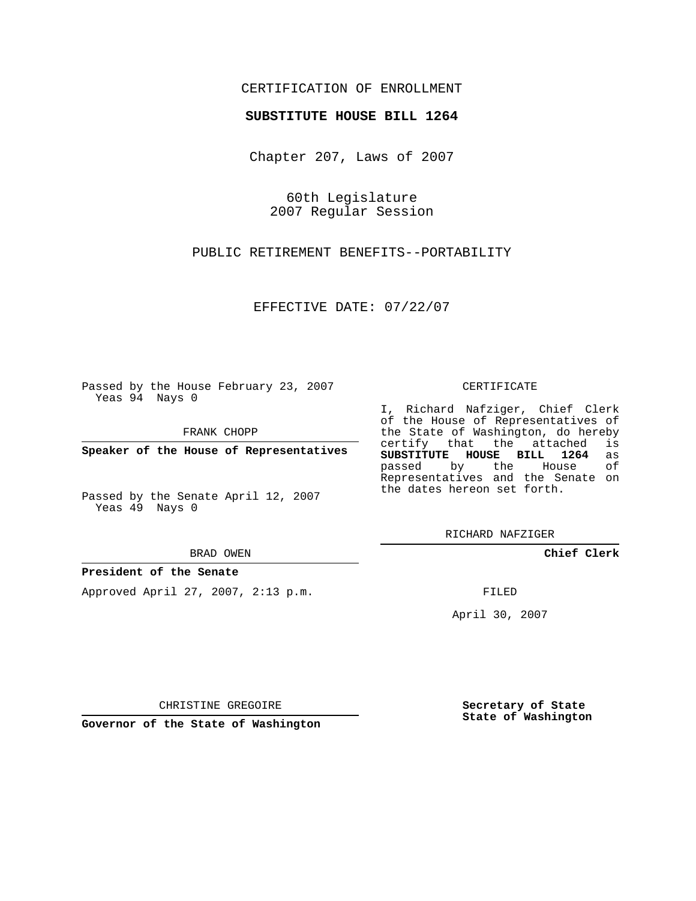CERTIFICATION OF ENROLLMENT

**SUBSTITUTE HOUSE BILL 1264**

Chapter 207, Laws of 2007

60th Legislature
2007 Regular Session

PUBLIC RETIREMENT BENEFITS--PORTABILITY

EFFECTIVE DATE: 07/22/07

Passed by the House February 23, 2007
Yeas 94 Nays 0

FRANK CHOPP

**Speaker of the House of Representatives**

Passed by the Senate April 12, 2007
Yeas 49 Nays 0

BRAD OWEN

**President of the Senate**

Approved April 27, 2007, 2:13 p.m.

CHRISTINE GREGOIRE

**Governor of the State of Washington**

CERTIFICATE

I, Richard Nafziger, Chief Clerk of the House of Representatives of the State of Washington, do hereby certify that the attached is **SUBSTITUTE HOUSE BILL 1264** as passed by the House of Representatives and the Senate on the dates hereon set forth.

RICHARD NAFZIGER

**Chief Clerk**

FILED

April 30, 2007

**Secretary of State**
**State of Washington**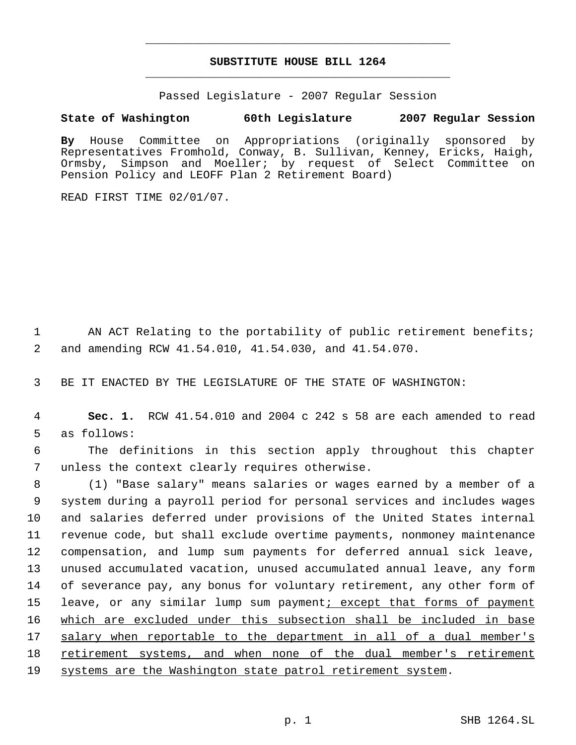**SUBSTITUTE HOUSE BILL 1264**

Passed Legislature - 2007 Regular Session

**State of Washington 60th Legislature 2007 Regular Session**

**By** House Committee on Appropriations (originally sponsored by Representatives Fromhold, Conway, B. Sullivan, Kenney, Ericks, Haigh, Ormsby, Simpson and Moeller; by request of Select Committee on Pension Policy and LEOFF Plan 2 Retirement Board)

READ FIRST TIME 02/01/07.

1 AN ACT Relating to the portability of public retirement benefits;
2 and amending RCW 41.54.010, 41.54.030, and 41.54.070.

3 BE IT ENACTED BY THE LEGISLATURE OF THE STATE OF WASHINGTON:

4 **Sec. 1.** RCW 41.54.010 and 2004 c 242 s 58 are each amended to read
5 as follows:

6 The definitions in this section apply throughout this chapter
7 unless the context clearly requires otherwise.

8 (1) "Base salary" means salaries or wages earned by a member of a
9 system during a payroll period for personal services and includes wages
10 and salaries deferred under provisions of the United States internal
11 revenue code, but shall exclude overtime payments, nonmoney maintenance
12 compensation, and lump sum payments for deferred annual sick leave,
13 unused accumulated vacation, unused accumulated annual leave, any form
14 of severance pay, any bonus for voluntary retirement, any other form of
15 leave, or any similar lump sum payment<u>; except that forms of payment</u>
16 <u>which are excluded under this subsection shall be included in base</u>
17 <u>salary when reportable to the department in all of a dual member's</u>
18 <u>retirement systems, and when none of the dual member's retirement</u>
19 <u>systems are the Washington state patrol retirement system</u>.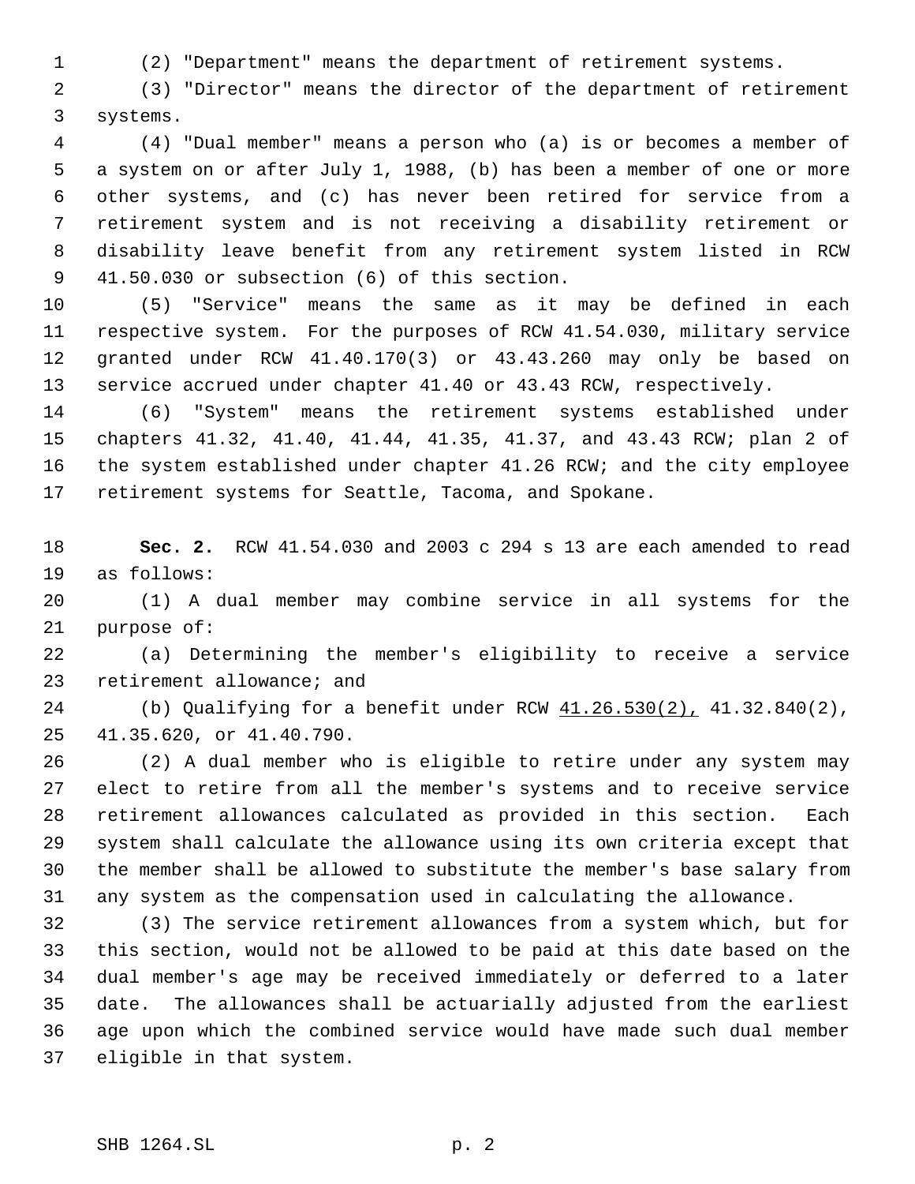(2) "Department" means the department of retirement systems.

(3) "Director" means the director of the department of retirement systems.

(4) "Dual member" means a person who (a) is or becomes a member of a system on or after July 1, 1988, (b) has been a member of one or more other systems, and (c) has never been retired for service from a retirement system and is not receiving a disability retirement or disability leave benefit from any retirement system listed in RCW 41.50.030 or subsection (6) of this section.

(5) "Service" means the same as it may be defined in each respective system. For the purposes of RCW 41.54.030, military service granted under RCW 41.40.170(3) or 43.43.260 may only be based on service accrued under chapter 41.40 or 43.43 RCW, respectively.

(6) "System" means the retirement systems established under chapters 41.32, 41.40, 41.44, 41.35, 41.37, and 43.43 RCW; plan 2 of the system established under chapter 41.26 RCW; and the city employee retirement systems for Seattle, Tacoma, and Spokane.

**Sec. 2.** RCW 41.54.030 and 2003 c 294 s 13 are each amended to read as follows:

(1) A dual member may combine service in all systems for the purpose of:

(a) Determining the member's eligibility to receive a service retirement allowance; and

(b) Qualifying for a benefit under RCW <u>41.26.530(2),</u> 41.32.840(2), 41.35.620, or 41.40.790.

(2) A dual member who is eligible to retire under any system may elect to retire from all the member's systems and to receive service retirement allowances calculated as provided in this section. Each system shall calculate the allowance using its own criteria except that the member shall be allowed to substitute the member's base salary from any system as the compensation used in calculating the allowance.

(3) The service retirement allowances from a system which, but for this section, would not be allowed to be paid at this date based on the dual member's age may be received immediately or deferred to a later date. The allowances shall be actuarially adjusted from the earliest age upon which the combined service would have made such dual member eligible in that system.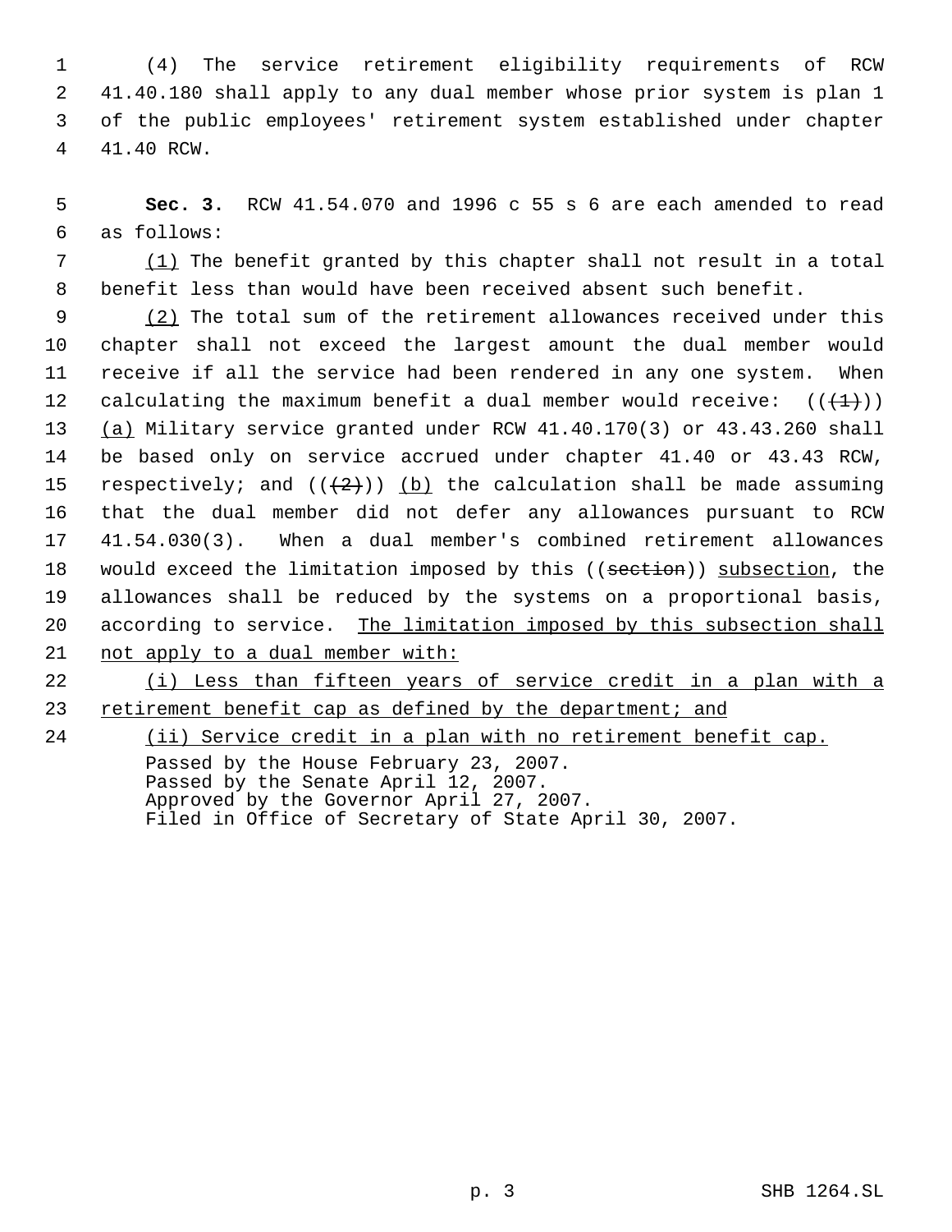(4) The service retirement eligibility requirements of RCW 41.40.180 shall apply to any dual member whose prior system is plan 1 of the public employees' retirement system established under chapter 41.40 RCW.

**Sec. 3.** RCW 41.54.070 and 1996 c 55 s 6 are each amended to read as follows:

(1) The benefit granted by this chapter shall not result in a total benefit less than would have been received absent such benefit.

(2) The total sum of the retirement allowances received under this chapter shall not exceed the largest amount the dual member would receive if all the service had been rendered in any one system. When calculating the maximum benefit a dual member would receive: ((~~(1)~~)) (a) Military service granted under RCW 41.40.170(3) or 43.43.260 shall be based only on service accrued under chapter 41.40 or 43.43 RCW, respectively; and ((~~(2)~~)) (b) the calculation shall be made assuming that the dual member did not defer any allowances pursuant to RCW 41.54.030(3). When a dual member's combined retirement allowances would exceed the limitation imposed by this ((~~section~~)) subsection, the allowances shall be reduced by the systems on a proportional basis, according to service. The limitation imposed by this subsection shall not apply to a dual member with:

(i) Less than fifteen years of service credit in a plan with a retirement benefit cap as defined by the department; and

(ii) Service credit in a plan with no retirement benefit cap.

Passed by the House February 23, 2007.
Passed by the Senate April 12, 2007.
Approved by the Governor April 27, 2007.
Filed in Office of Secretary of State April 30, 2007.